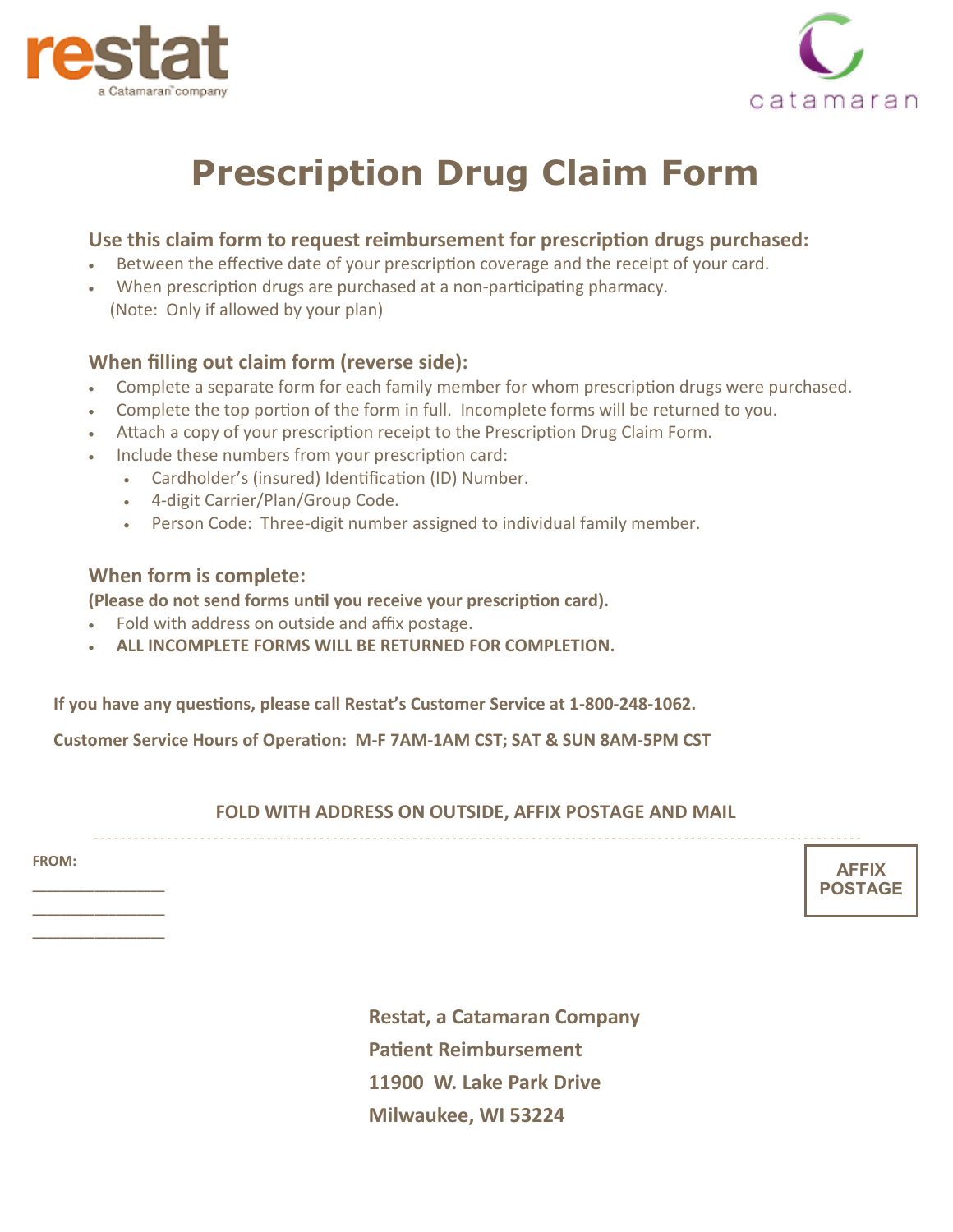restat

a Catamaran company

catamaran

# Prescription Drug Claim Form

### Use this claim form to request reimbursement for prescription drugs purchased:

- Between the effective date of your prescription coverage and the receipt of your card.
- When prescription drugs are purchased at a non-participating pharmacy.
  (Note: Only if allowed by your plan)

### When filling out claim form (reverse side):

- Complete a separate form for each family member for whom prescription drugs were purchased.
- Complete the top portion of the form in full. Incomplete forms will be returned to you.
- Attach a copy of your prescription receipt to the Prescription Drug Claim Form.
- Include these numbers from your prescription card:
  - Cardholder's (insured) Identification (ID) Number.
  - 4-digit Carrier/Plan/Group Code.
  - Person Code: Three-digit number assigned to individual family member.

### When form is complete:

**(Please do not send forms until you receive your prescription card).**

- Fold with address on outside and affix postage.
- **ALL INCOMPLETE FORMS WILL BE RETURNED FOR COMPLETION.**

**If you have any questions, please call Restat's Customer Service at 1-800-248-1062.**

**Customer Service Hours of Operation: M-F 7AM-1AM CST; SAT & SUN 8AM-5PM CST**

**FOLD WITH ADDRESS ON OUTSIDE, AFFIX POSTAGE AND MAIL**

**FROM:**

\_\_\_\_\_\_\_\_\_\_\_\_\_\_\_\_

\_\_\_\_\_\_\_\_\_\_\_\_\_\_\_\_

\_\_\_\_\_\_\_\_\_\_\_\_\_\_\_\_

**AFFIX POSTAGE**

**Restat, a Catamaran Company**
**Patient Reimbursement**
**11900 W. Lake Park Drive**
**Milwaukee, WI 53224**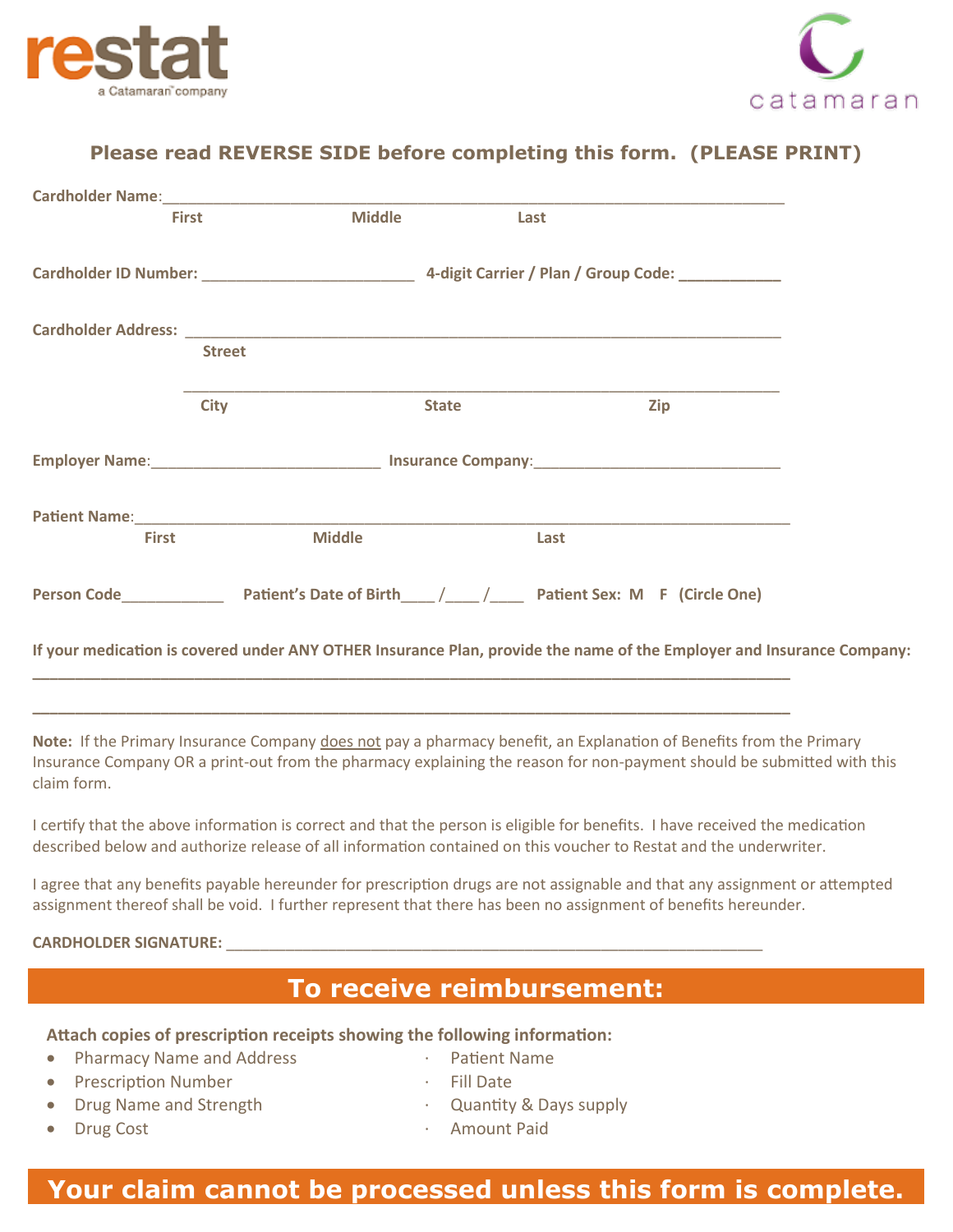restat

a Catamaran company

catamaran

**Please read REVERSE SIDE before completing this form. (PLEASE PRINT)**

**Cardholder Name**:___________________________________________________________________________

**First** **Middle** **Last**

**Cardholder ID Number:** _________________________ **4-digit Carrier / Plan / Group Code:** ___________

**Cardholder Address:** ______________________________________________________________________

**Street**

______________________________________________________________________

**City** **State** **Zip**

**Employer Name**:___________________________ **Insurance Company**:_____________________________

**Patient Name**:______________________________________________________________________________

**First** **Middle** **Last**

**Person Code**____________ **Patient's Date of Birth**____ /____ /____ **Patient Sex: M F (Circle One)**

**If your medication is covered under ANY OTHER Insurance Plan, provide the name of the Employer and Insurance Company:**

______________________________________________________________________________________

______________________________________________________________________________________

**Note:** If the Primary Insurance Company does not pay a pharmacy benefit, an Explanation of Benefits from the Primary Insurance Company OR a print-out from the pharmacy explaining the reason for non-payment should be submitted with this claim form.

I certify that the above information is correct and that the person is eligible for benefits. I have received the medication described below and authorize release of all information contained on this voucher to Restat and the underwriter.

I agree that any benefits payable hereunder for prescription drugs are not assignable and that any assignment or attempted assignment thereof shall be void. I further represent that there has been no assignment of benefits hereunder.

**CARDHOLDER SIGNATURE:** _______________________________________________________________

## To receive reimbursement:

**Attach copies of prescription receipts showing the following information:**

- Pharmacy Name and Address
- Prescription Number
- Drug Name and Strength
- Drug Cost
- Patient Name
- Fill Date
- Quantity & Days supply
- Amount Paid

## Your claim cannot be processed unless this form is complete.